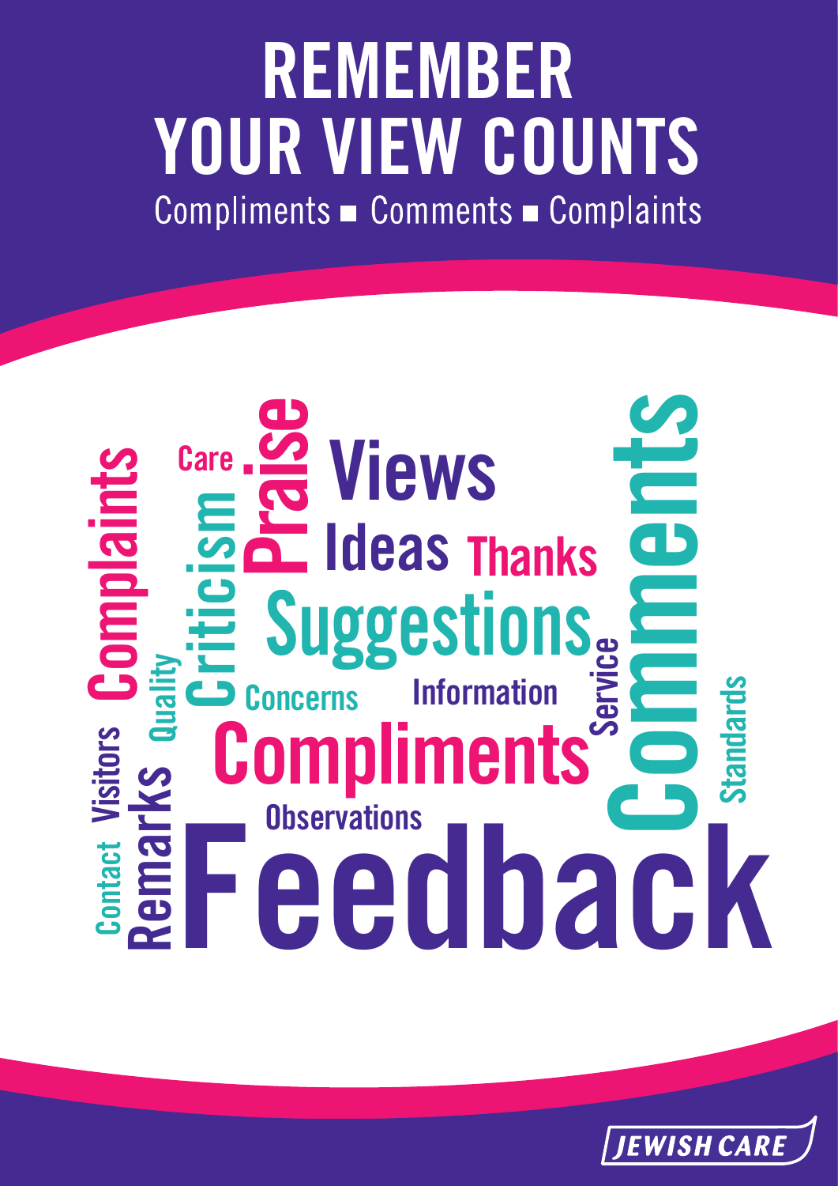# REMEMBER YOUR VIEW COUNTS

Compliments ■ Comments ■ Complaints

Complaints Care Criticism Praise Views Ideas Thanks Suggestions Comments Quality Concerns Information Service Visitors Compliments Standards Contact Remarks Observations Feedback

JEWISH CARE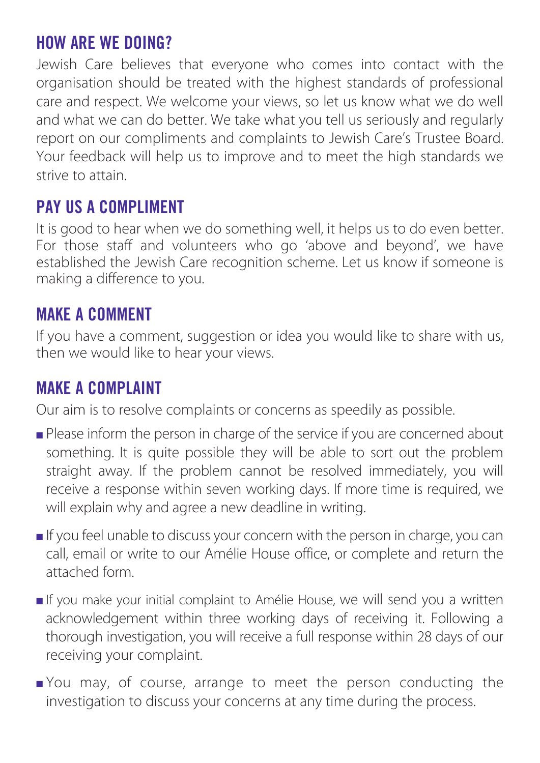## HOW ARE WE DOING?

Jewish Care believes that everyone who comes into contact with the organisation should be treated with the highest standards of professional care and respect. We welcome your views, so let us know what we do well and what we can do better. We take what you tell us seriously and regularly report on our compliments and complaints to Jewish Care's Trustee Board. Your feedback will help us to improve and to meet the high standards we strive to attain.

## PAY US A COMPLIMENT

It is good to hear when we do something well, it helps us to do even better. For those staff and volunteers who go 'above and beyond', we have established the Jewish Care recognition scheme. Let us know if someone is making a difference to you.

## MAKE A COMMENT

If you have a comment, suggestion or idea you would like to share with us, then we would like to hear your views.

## MAKE A COMPLAINT

Our aim is to resolve complaints or concerns as speedily as possible.

- Please inform the person in charge of the service if you are concerned about something. It is quite possible they will be able to sort out the problem straight away. If the problem cannot be resolved immediately, you will receive a response within seven working days. If more time is required, we will explain why and agree a new deadline in writing.
- If you feel unable to discuss your concern with the person in charge, you can call, email or write to our Amélie House office, or complete and return the attached form.
- If you make your initial complaint to Amélie House, we will send you a written acknowledgement within three working days of receiving it. Following a thorough investigation, you will receive a full response within 28 days of our receiving your complaint.
- You may, of course, arrange to meet the person conducting the investigation to discuss your concerns at any time during the process.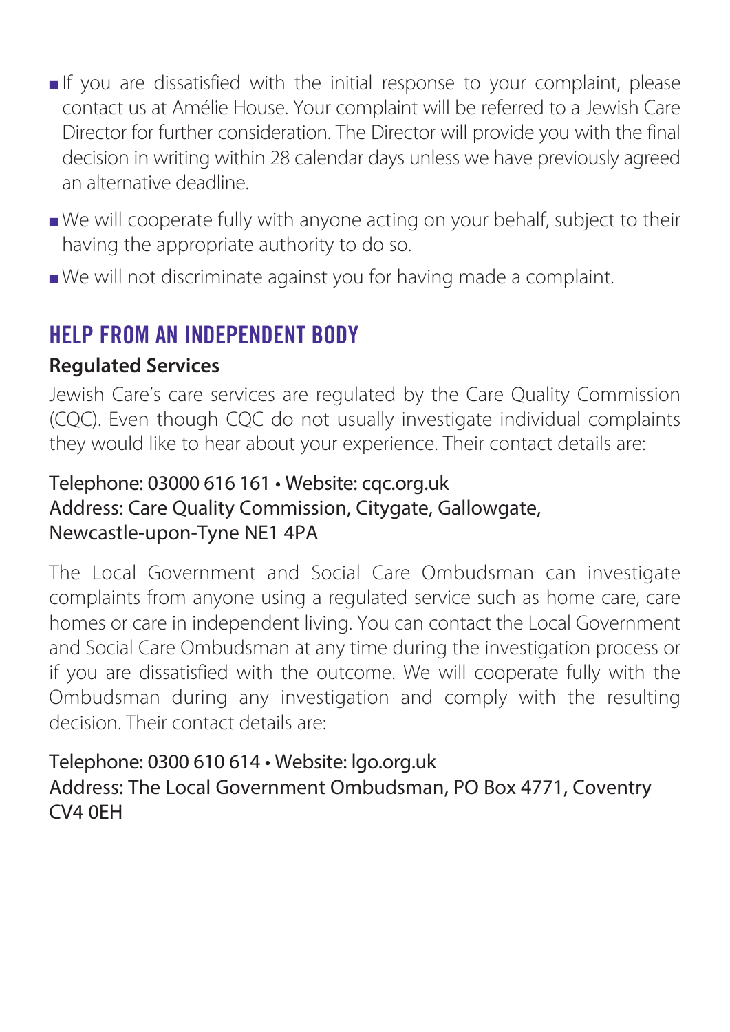- If you are dissatisfied with the initial response to your complaint, please contact us at Amélie House. Your complaint will be referred to a Jewish Care Director for further consideration. The Director will provide you with the final decision in writing within 28 calendar days unless we have previously agreed an alternative deadline.
- We will cooperate fully with anyone acting on your behalf, subject to their having the appropriate authority to do so.
- We will not discriminate against you for having made a complaint.

## HELP FROM AN INDEPENDENT BODY

**Regulated Services**

Jewish Care's care services are regulated by the Care Quality Commission (CQC). Even though CQC do not usually investigate individual complaints they would like to hear about your experience. Their contact details are:

Telephone: 03000 616 161 • Website: cqc.org.uk
Address: Care Quality Commission, Citygate, Gallowgate, Newcastle-upon-Tyne NE1 4PA

The Local Government and Social Care Ombudsman can investigate complaints from anyone using a regulated service such as home care, care homes or care in independent living. You can contact the Local Government and Social Care Ombudsman at any time during the investigation process or if you are dissatisfied with the outcome. We will cooperate fully with the Ombudsman during any investigation and comply with the resulting decision. Their contact details are:

Telephone: 0300 610 614 • Website: lgo.org.uk
Address: The Local Government Ombudsman, PO Box 4771, Coventry CV4 0EH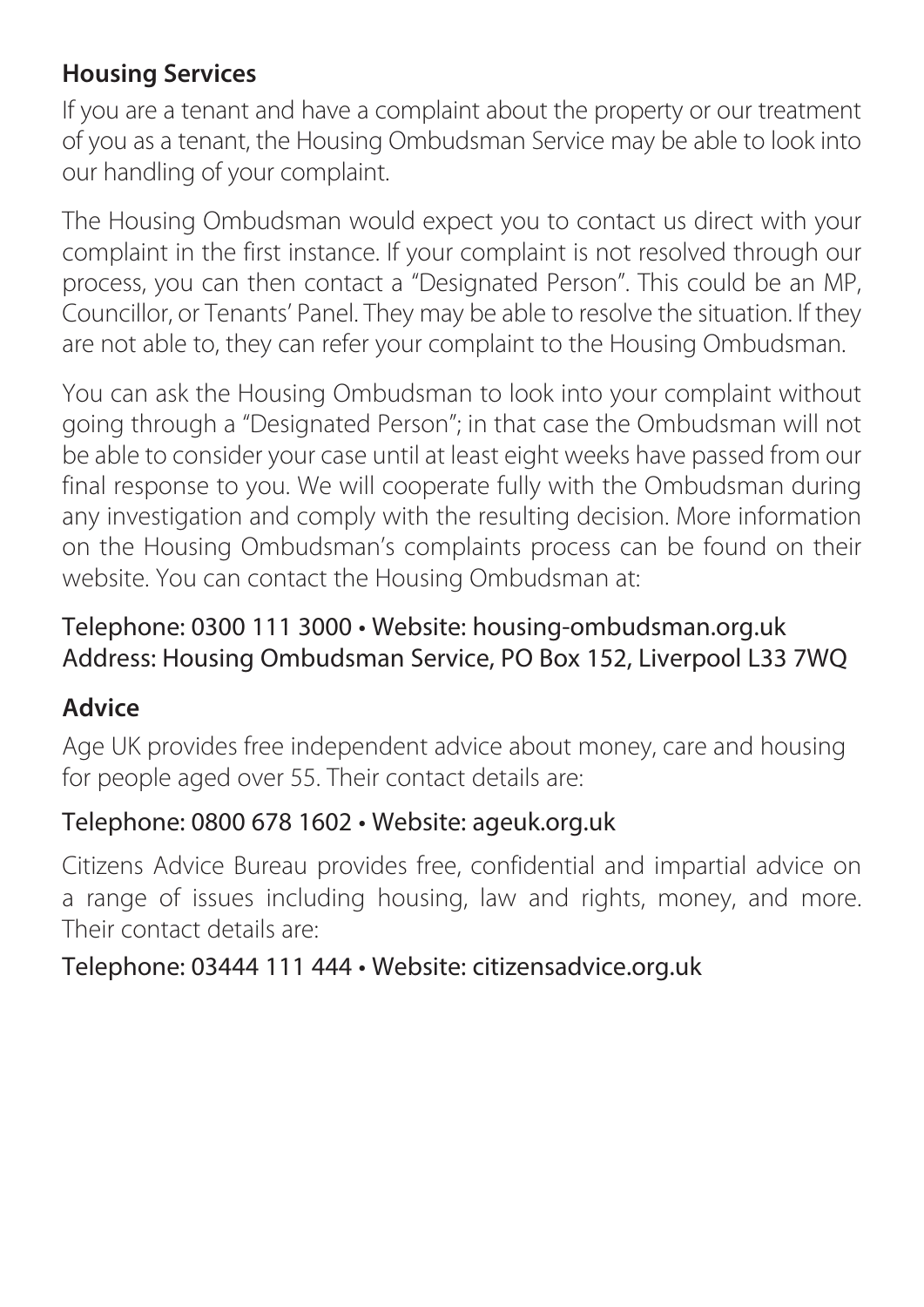## Housing Services

If you are a tenant and have a complaint about the property or our treatment of you as a tenant, the Housing Ombudsman Service may be able to look into our handling of your complaint.

The Housing Ombudsman would expect you to contact us direct with your complaint in the first instance. If your complaint is not resolved through our process, you can then contact a "Designated Person". This could be an MP, Councillor, or Tenants' Panel. They may be able to resolve the situation. If they are not able to, they can refer your complaint to the Housing Ombudsman.

You can ask the Housing Ombudsman to look into your complaint without going through a "Designated Person"; in that case the Ombudsman will not be able to consider your case until at least eight weeks have passed from our final response to you. We will cooperate fully with the Ombudsman during any investigation and comply with the resulting decision. More information on the Housing Ombudsman's complaints process can be found on their website. You can contact the Housing Ombudsman at:

Telephone: 0300 111 3000 • Website: housing-ombudsman.org.uk
Address: Housing Ombudsman Service, PO Box 152, Liverpool L33 7WQ

## Advice

Age UK provides free independent advice about money, care and housing for people aged over 55. Their contact details are:

Telephone: 0800 678 1602 • Website: ageuk.org.uk

Citizens Advice Bureau provides free, confidential and impartial advice on a range of issues including housing, law and rights, money, and more. Their contact details are:

Telephone: 03444 111 444 • Website: citizensadvice.org.uk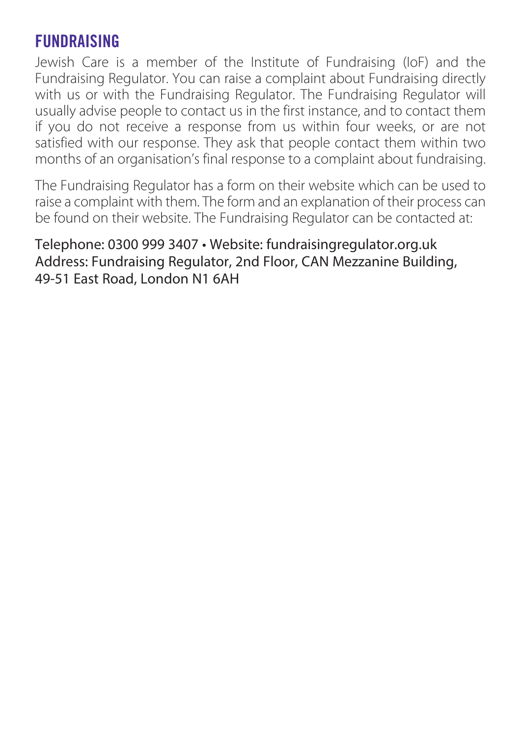## FUNDRAISING

Jewish Care is a member of the Institute of Fundraising (IoF) and the Fundraising Regulator. You can raise a complaint about Fundraising directly with us or with the Fundraising Regulator. The Fundraising Regulator will usually advise people to contact us in the first instance, and to contact them if you do not receive a response from us within four weeks, or are not satisfied with our response. They ask that people contact them within two months of an organisation's final response to a complaint about fundraising.

The Fundraising Regulator has a form on their website which can be used to raise a complaint with them. The form and an explanation of their process can be found on their website. The Fundraising Regulator can be contacted at:

Telephone: 0300 999 3407 • Website: fundraisingregulator.org.uk
Address: Fundraising Regulator, 2nd Floor, CAN Mezzanine Building, 49-51 East Road, London N1 6AH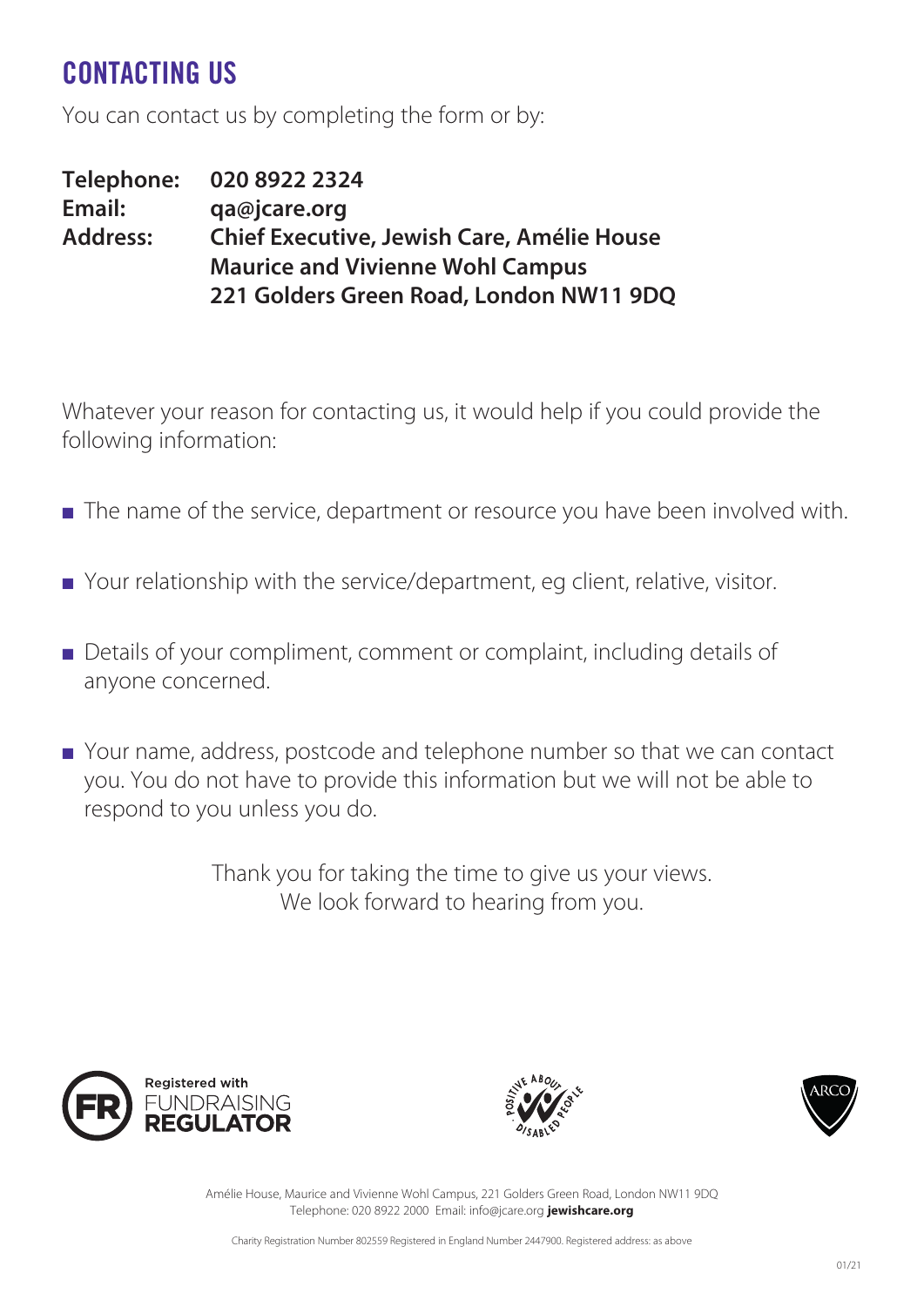## CONTACTING US

You can contact us by completing the form or by:

**Telephone:** **020 8922 2324**
**Email:** **qa@jcare.org**
**Address:** **Chief Executive, Jewish Care, Amélie House**
**Maurice and Vivienne Wohl Campus**
**221 Golders Green Road, London NW11 9DQ**

Whatever your reason for contacting us, it would help if you could provide the following information:

- The name of the service, department or resource you have been involved with.
- Your relationship with the service/department, eg client, relative, visitor.
- Details of your compliment, comment or complaint, including details of anyone concerned.
- Your name, address, postcode and telephone number so that we can contact you. You do not have to provide this information but we will not be able to respond to you unless you do.

Thank you for taking the time to give us your views.
We look forward to hearing from you.

Registered with FUNDRAISING REGULATOR

Amélie House, Maurice and Vivienne Wohl Campus, 221 Golders Green Road, London NW11 9DQ
Telephone: 020 8922 2000 Email: info@jcare.org **jewishcare.org**

Charity Registration Number 802559 Registered in England Number 2447900. Registered address: as above

01/21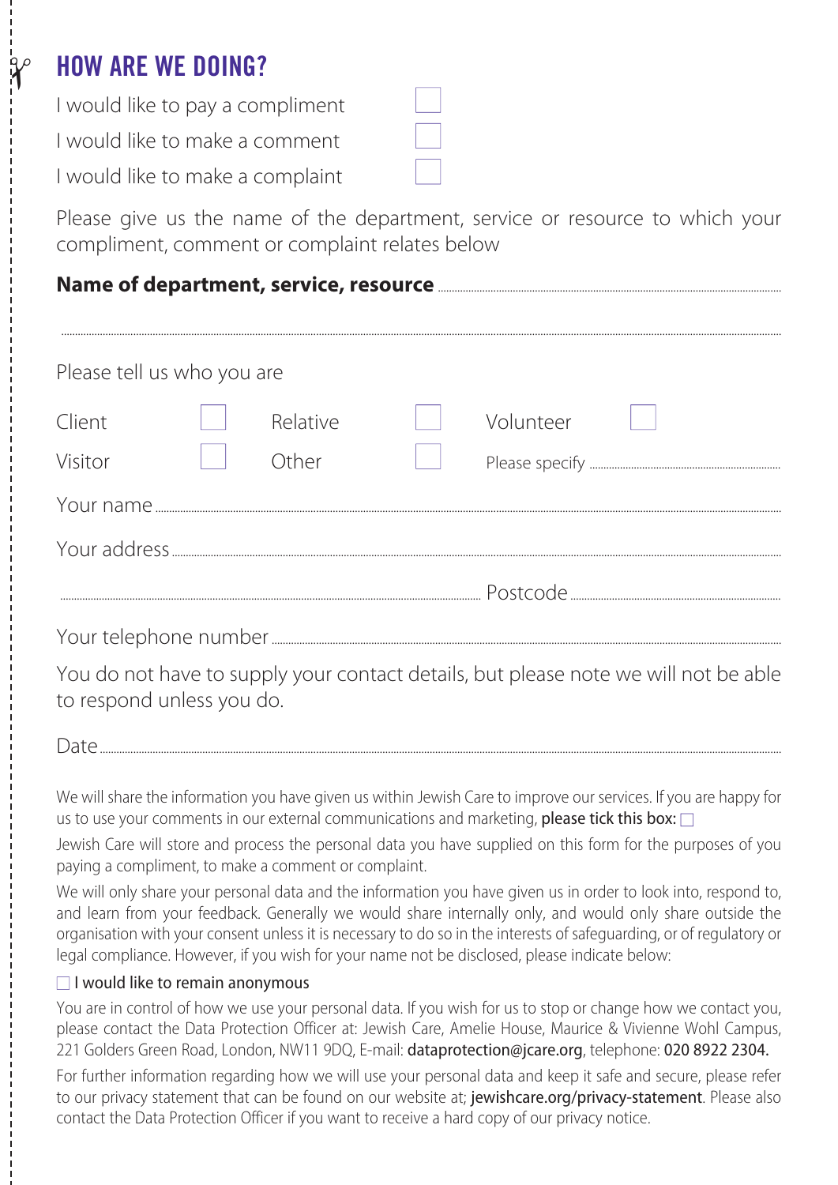# HOW ARE WE DOING?

I would like to pay a compliment ☐

I would like to make a comment ☐

I would like to make a complaint ☐

Please give us the name of the department, service or resource to which your compliment, comment or complaint relates below

**Name of department, service, resource** ..............................................................................

.............................................................................................................................................

Please tell us who you are

| | | | | | |
|---|---|---|---|---|---|
| Client | ☐ | Relative | ☐ | Volunteer | ☐ |
| Visitor | ☐ | Other | ☐ | Please specify .................... | |

Your name .............................................................................................................................

Your address .........................................................................................................................

............................................................................................ Postcode ..............................

Your telephone number ..........................................................................................................

You do not have to supply your contact details, but please note we will not be able to respond unless you do.

Date .......................................................................................................................................

We will share the information you have given us within Jewish Care to improve our services. If you are happy for us to use your comments in our external communications and marketing, **please tick this box:** ☐

Jewish Care will store and process the personal data you have supplied on this form for the purposes of you paying a compliment, to make a comment or complaint.

We will only share your personal data and the information you have given us in order to look into, respond to, and learn from your feedback. Generally we would share internally only, and would only share outside the organisation with your consent unless it is necessary to do so in the interests of safeguarding, or of regulatory or legal compliance. However, if you wish for your name not be disclosed, please indicate below:

☐ I would like to remain anonymous

You are in control of how we use your personal data. If you wish for us to stop or change how we contact you, please contact the Data Protection Officer at: Jewish Care, Amelie House, Maurice & Vivienne Wohl Campus, 221 Golders Green Road, London, NW11 9DQ, E-mail: **dataprotection@jcare.org**, telephone: **020 8922 2304.**

For further information regarding how we will use your personal data and keep it safe and secure, please refer to our privacy statement that can be found on our website at; **jewishcare.org/privacy-statement**. Please also contact the Data Protection Officer if you want to receive a hard copy of our privacy notice.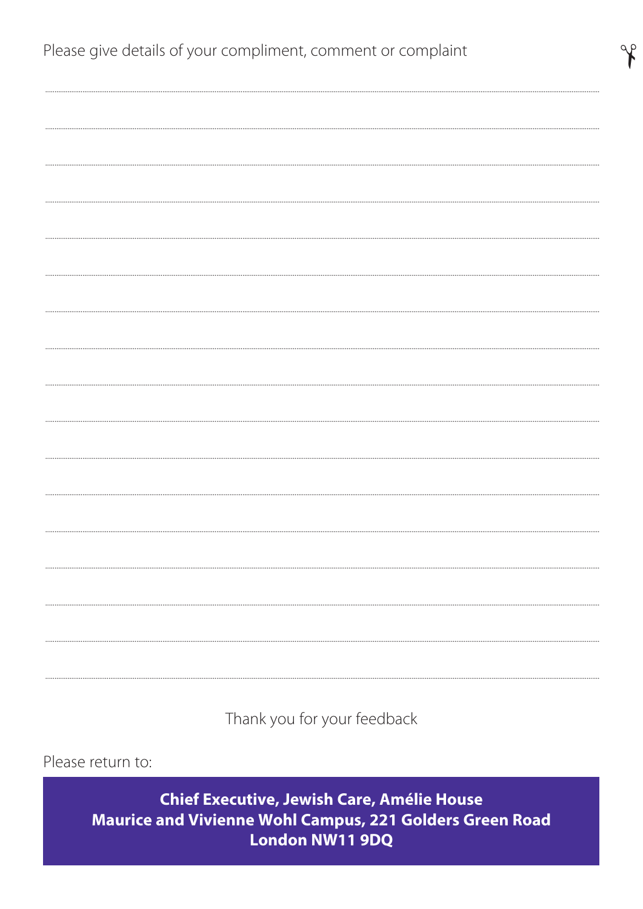Please give details of your compliment, comment or complaint

Thank you for your feedback

Please return to:

**Chief Executive, Jewish Care, Amélie House**
**Maurice and Vivienne Wohl Campus, 221 Golders Green Road**
**London NW11 9DQ**